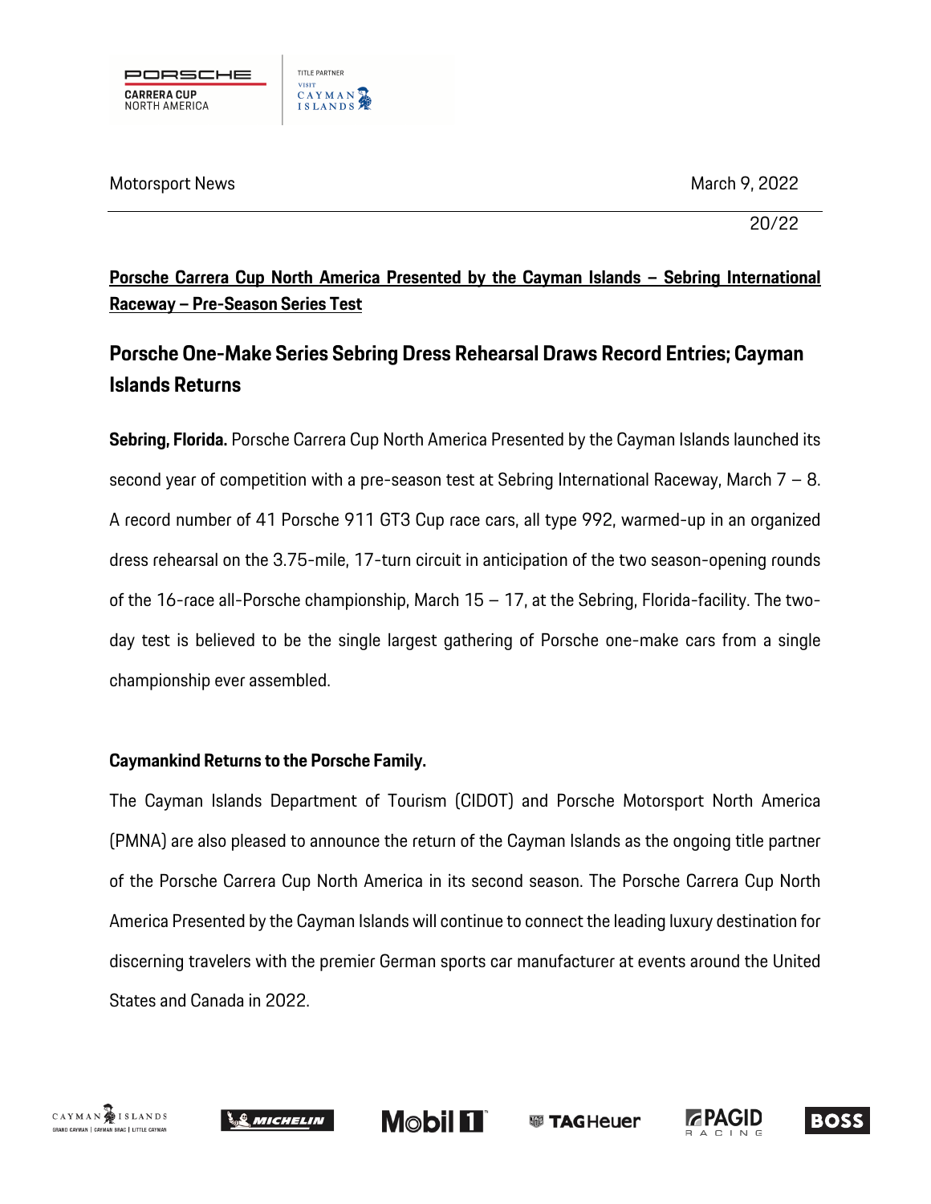Motorsport News March 9, 2022

20/22

**Porsche Carrera Cup North America Presented by the Cayman Islands – Sebring International Raceway – Pre-Season Series Test**

## Porsche One-Make Series Sebring Dress Rehearsal Draws Record Entries; Cayman Islands Returns

**Sebring, Florida.** Porsche Carrera Cup North America Presented by the Cayman Islands launched its second year of competition with a pre-season test at Sebring International Raceway, March 7 – 8. A record number of 41 Porsche 911 GT3 Cup race cars, all type 992, warmed-up in an organized dress rehearsal on the 3.75-mile, 17-turn circuit in anticipation of the two season-opening rounds of the 16-race all-Porsche championship, March 15 – 17, at the Sebring, Florida-facility. The two-day test is believed to be the single largest gathering of Porsche one-make cars from a single championship ever assembled.

**Caymankind Returns to the Porsche Family.**

The Cayman Islands Department of Tourism (CIDOT) and Porsche Motorsport North America (PMNA) are also pleased to announce the return of the Cayman Islands as the ongoing title partner of the Porsche Carrera Cup North America in its second season. The Porsche Carrera Cup North America Presented by the Cayman Islands will continue to connect the leading luxury destination for discerning travelers with the premier German sports car manufacturer at events around the United States and Canada in 2022.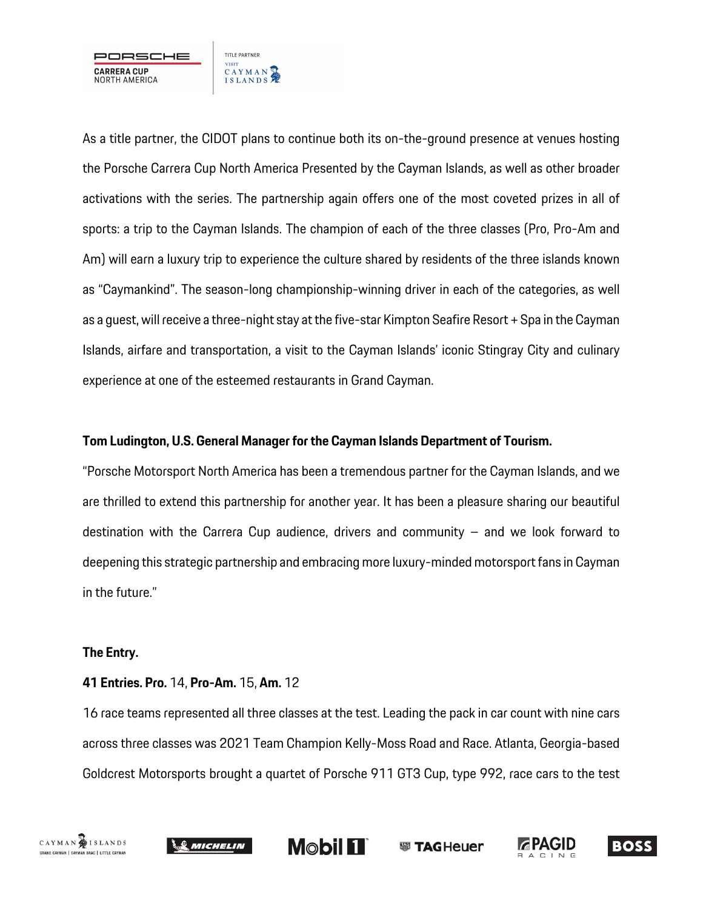As a title partner, the CIDOT plans to continue both its on-the-ground presence at venues hosting the Porsche Carrera Cup North America Presented by the Cayman Islands, as well as other broader activations with the series. The partnership again offers one of the most coveted prizes in all of sports: a trip to the Cayman Islands. The champion of each of the three classes (Pro, Pro-Am and Am) will earn a luxury trip to experience the culture shared by residents of the three islands known as "Caymankind". The season-long championship-winning driver in each of the categories, as well as a guest, will receive a three-night stay at the five-star Kimpton Seafire Resort + Spa in the Cayman Islands, airfare and transportation, a visit to the Cayman Islands' iconic Stingray City and culinary experience at one of the esteemed restaurants in Grand Cayman.

**Tom Ludington, U.S. General Manager for the Cayman Islands Department of Tourism.**

"Porsche Motorsport North America has been a tremendous partner for the Cayman Islands, and we are thrilled to extend this partnership for another year. It has been a pleasure sharing our beautiful destination with the Carrera Cup audience, drivers and community – and we look forward to deepening this strategic partnership and embracing more luxury-minded motorsport fans in Cayman in the future."

**The Entry.**

**41 Entries. Pro.** 14, **Pro-Am.** 15, **Am.** 12

16 race teams represented all three classes at the test. Leading the pack in car count with nine cars across three classes was 2021 Team Champion Kelly-Moss Road and Race. Atlanta, Georgia-based Goldcrest Motorsports brought a quartet of Porsche 911 GT3 Cup, type 992, race cars to the test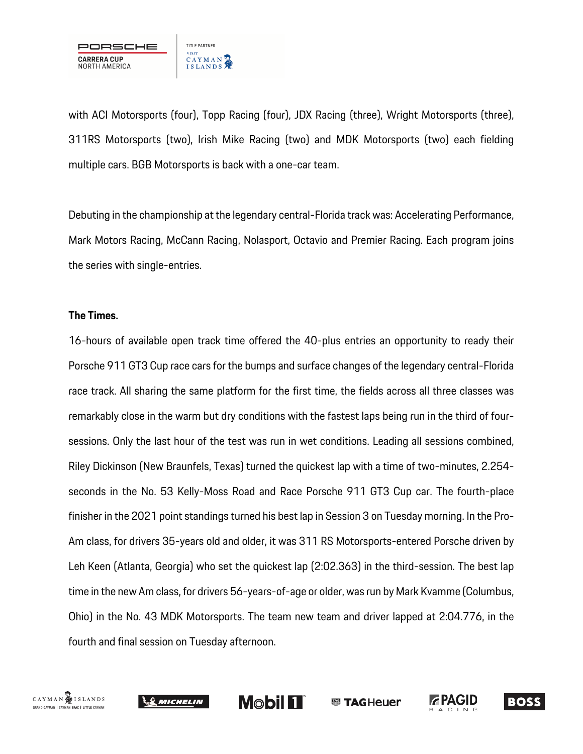with ACI Motorsports (four), Topp Racing (four), JDX Racing (three), Wright Motorsports (three), 311RS Motorsports (two), Irish Mike Racing (two) and MDK Motorsports (two) each fielding multiple cars. BGB Motorsports is back with a one-car team.

Debuting in the championship at the legendary central-Florida track was: Accelerating Performance, Mark Motors Racing, McCann Racing, Nolasport, Octavio and Premier Racing. Each program joins the series with single-entries.

**The Times.**

16-hours of available open track time offered the 40-plus entries an opportunity to ready their Porsche 911 GT3 Cup race cars for the bumps and surface changes of the legendary central-Florida race track. All sharing the same platform for the first time, the fields across all three classes was remarkably close in the warm but dry conditions with the fastest laps being run in the third of four-sessions. Only the last hour of the test was run in wet conditions. Leading all sessions combined, Riley Dickinson (New Braunfels, Texas) turned the quickest lap with a time of two-minutes, 2.254-seconds in the No. 53 Kelly-Moss Road and Race Porsche 911 GT3 Cup car. The fourth-place finisher in the 2021 point standings turned his best lap in Session 3 on Tuesday morning. In the Pro-Am class, for drivers 35-years old and older, it was 311 RS Motorsports-entered Porsche driven by Leh Keen (Atlanta, Georgia) who set the quickest lap (2:02.363) in the third-session. The best lap time in the new Am class, for drivers 56-years-of-age or older, was run by Mark Kvamme (Columbus, Ohio) in the No. 43 MDK Motorsports. The team new team and driver lapped at 2:04.776, in the fourth and final session on Tuesday afternoon.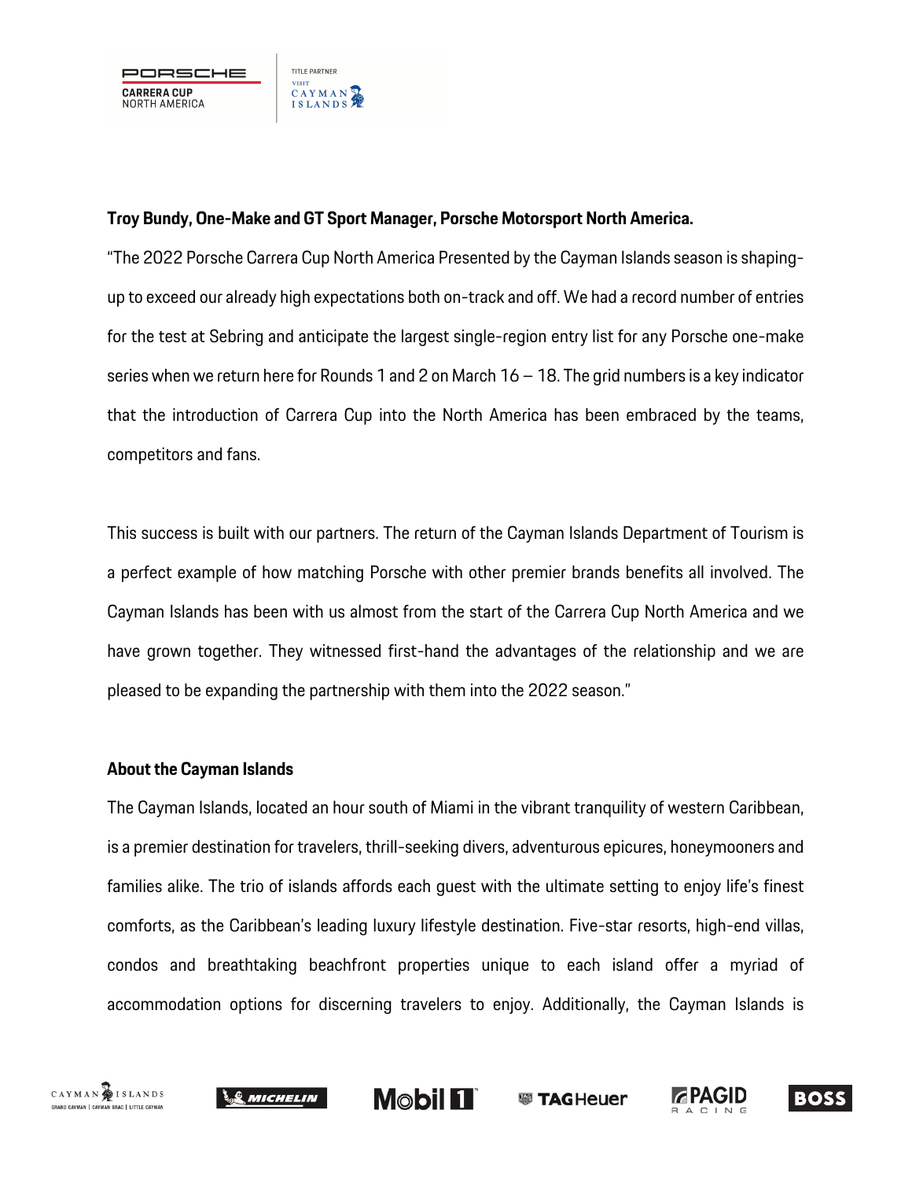**Troy Bundy, One-Make and GT Sport Manager, Porsche Motorsport North America.**

"The 2022 Porsche Carrera Cup North America Presented by the Cayman Islands season is shaping-up to exceed our already high expectations both on-track and off. We had a record number of entries for the test at Sebring and anticipate the largest single-region entry list for any Porsche one-make series when we return here for Rounds 1 and 2 on March 16 – 18. The grid numbers is a key indicator that the introduction of Carrera Cup into the North America has been embraced by the teams, competitors and fans.

This success is built with our partners. The return of the Cayman Islands Department of Tourism is a perfect example of how matching Porsche with other premier brands benefits all involved. The Cayman Islands has been with us almost from the start of the Carrera Cup North America and we have grown together. They witnessed first-hand the advantages of the relationship and we are pleased to be expanding the partnership with them into the 2022 season."

**About the Cayman Islands**

The Cayman Islands, located an hour south of Miami in the vibrant tranquility of western Caribbean, is a premier destination for travelers, thrill-seeking divers, adventurous epicures, honeymooners and families alike. The trio of islands affords each guest with the ultimate setting to enjoy life's finest comforts, as the Caribbean's leading luxury lifestyle destination. Five-star resorts, high-end villas, condos and breathtaking beachfront properties unique to each island offer a myriad of accommodation options for discerning travelers to enjoy. Additionally, the Cayman Islands is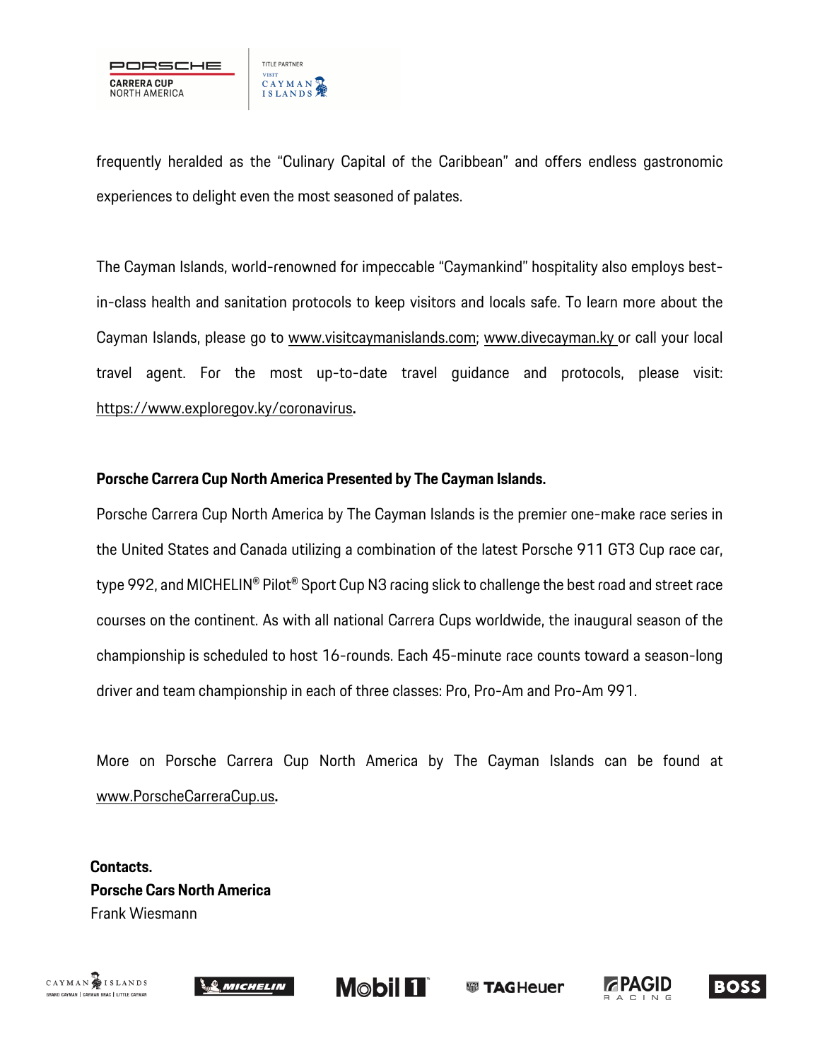frequently heralded as the "Culinary Capital of the Caribbean" and offers endless gastronomic experiences to delight even the most seasoned of palates.

The Cayman Islands, world-renowned for impeccable "Caymankind" hospitality also employs best-in-class health and sanitation protocols to keep visitors and locals safe. To learn more about the Cayman Islands, please go to www.visitcaymanislands.com; www.divecayman.ky or call your local travel agent. For the most up-to-date travel guidance and protocols, please visit: https://www.exploregov.ky/coronavirus.

**Porsche Carrera Cup North America Presented by The Cayman Islands.**

Porsche Carrera Cup North America by The Cayman Islands is the premier one-make race series in the United States and Canada utilizing a combination of the latest Porsche 911 GT3 Cup race car, type 992, and MICHELIN® Pilot® Sport Cup N3 racing slick to challenge the best road and street race courses on the continent. As with all national Carrera Cups worldwide, the inaugural season of the championship is scheduled to host 16-rounds. Each 45-minute race counts toward a season-long driver and team championship in each of three classes: Pro, Pro-Am and Pro-Am 991.

More on Porsche Carrera Cup North America by The Cayman Islands can be found at www.PorscheCarreraCup.us.

**Contacts.**
**Porsche Cars North America**
Frank Wiesmann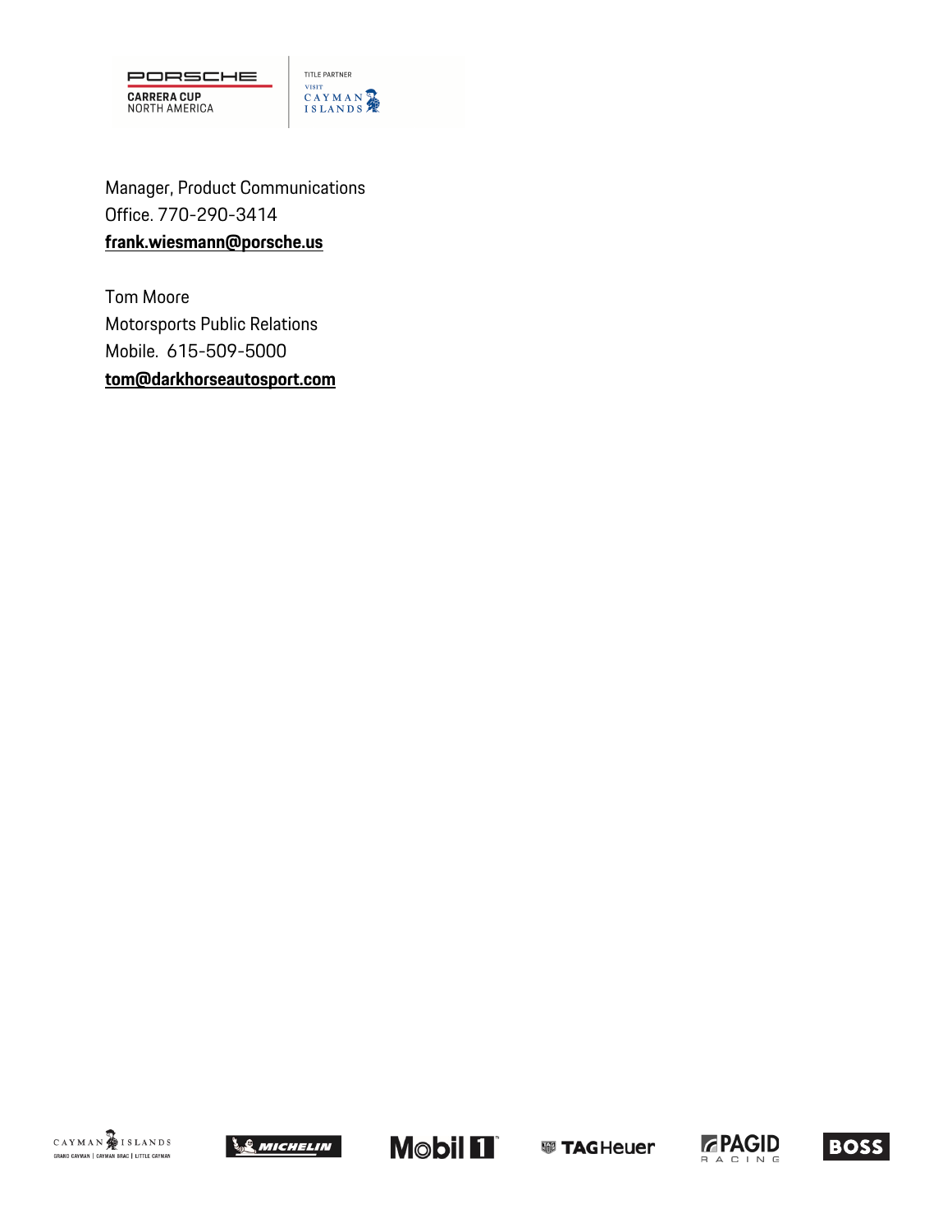Manager, Product Communications
Office. 770-290-3414
**frank.wiesmann@porsche.us**

Tom Moore
Motorsports Public Relations
Mobile. 615-509-5000
**tom@darkhorseautosport.com**